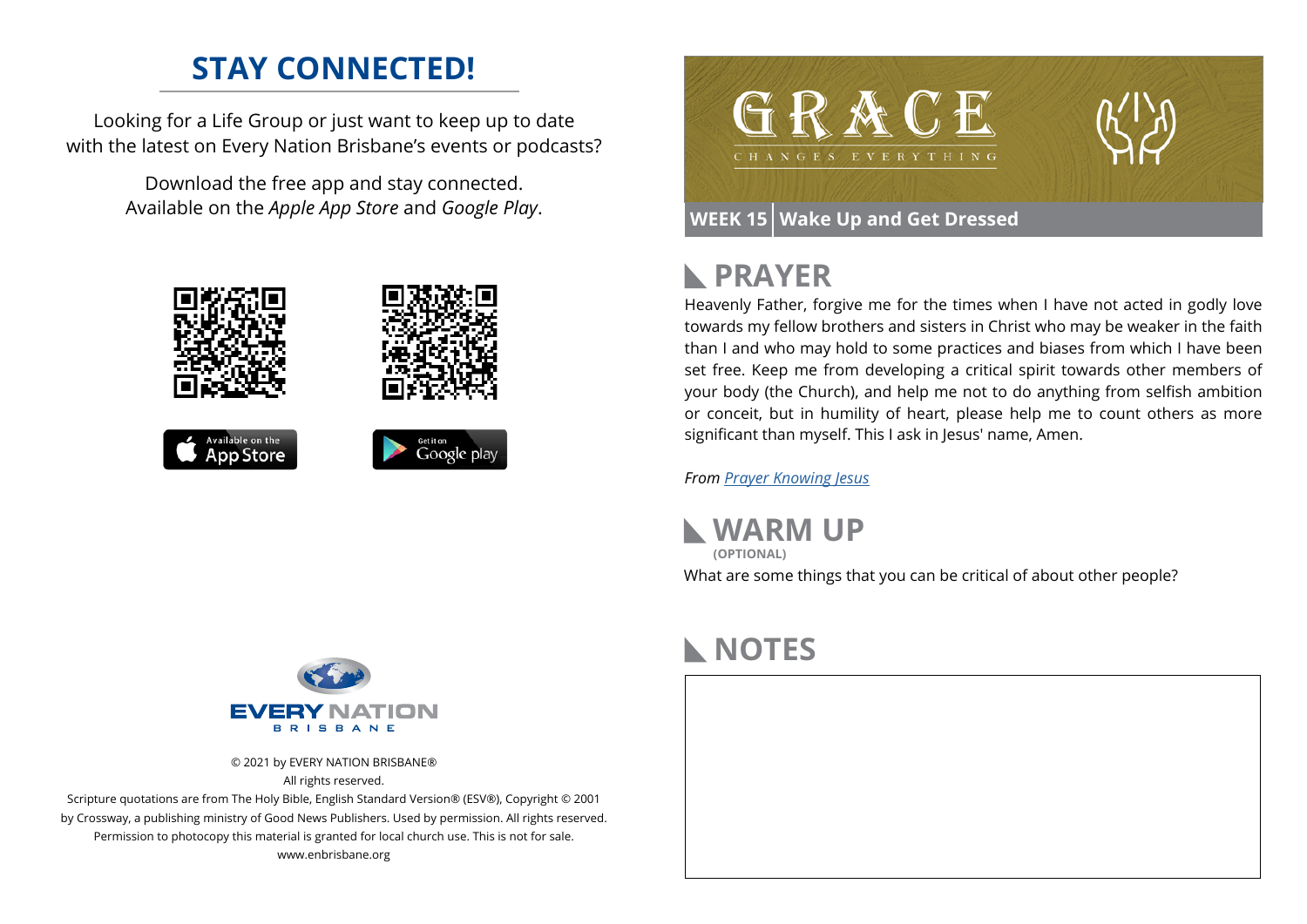## STAY CONNECTED!

Looking for a Life Group or just want to keep up to date with the latest on Every Nation Brisbane's events or podcasts?

Download the free app and stay connected. Available on the *Apple App Store* and *Google Play*.

© 2021 by EVERY NATION BRISBANE®
All rights reserved.
Scripture quotations are from The Holy Bible, English Standard Version® (ESV®), Copyright © 2001 by Crossway, a publishing ministry of Good News Publishers. Used by permission. All rights reserved. Permission to photocopy this material is granted for local church use. This is not for sale.
www.enbrisbane.org

# GRACE
CHANGES EVERYTHING

**WEEK 15 | Wake Up and Get Dressed**

## PRAYER

Heavenly Father, forgive me for the times when I have not acted in godly love towards my fellow brothers and sisters in Christ who may be weaker in the faith than I and who may hold to some practices and biases from which I have been set free. Keep me from developing a critical spirit towards other members of your body (the Church), and help me not to do anything from selfish ambition or conceit, but in humility of heart, please help me to count others as more significant than myself. This I ask in Jesus' name, Amen.

*From Prayer Knowing Jesus*

## WARM UP
**(OPTIONAL)**

What are some things that you can be critical of about other people?

## NOTES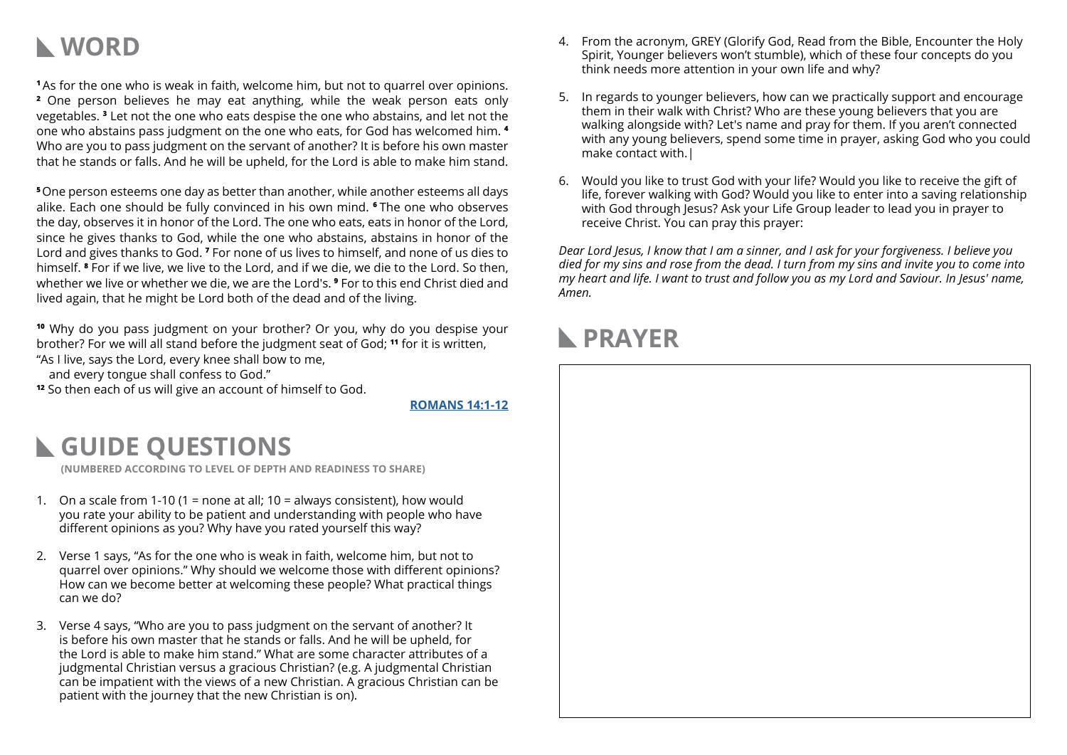## WORD

[1] As for the one who is weak in faith, welcome him, but not to quarrel over opinions. [2] One person believes he may eat anything, while the weak person eats only vegetables. [3] Let not the one who eats despise the one who abstains, and let not the one who abstains pass judgment on the one who eats, for God has welcomed him. [4] Who are you to pass judgment on the servant of another? It is before his own master that he stands or falls. And he will be upheld, for the Lord is able to make him stand.

[5] One person esteems one day as better than another, while another esteems all days alike. Each one should be fully convinced in his own mind. [6] The one who observes the day, observes it in honor of the Lord. The one who eats, eats in honor of the Lord, since he gives thanks to God, while the one who abstains, abstains in honor of the Lord and gives thanks to God. [7] For none of us lives to himself, and none of us dies to himself. [8] For if we live, we live to the Lord, and if we die, we die to the Lord. So then, whether we live or whether we die, we are the Lord's. [9] For to this end Christ died and lived again, that he might be Lord both of the dead and of the living.

[10] Why do you pass judgment on your brother? Or you, why do you despise your brother? For we will all stand before the judgment seat of God; [11] for it is written,
"As I live, says the Lord, every knee shall bow to me,
and every tongue shall confess to God."
[12] So then each of us will give an account of himself to God.

**ROMANS 14:1-12**

## GUIDE QUESTIONS

**(NUMBERED ACCORDING TO LEVEL OF DEPTH AND READINESS TO SHARE)**

1. On a scale from 1-10 (1 = none at all; 10 = always consistent), how would you rate your ability to be patient and understanding with people who have different opinions as you? Why have you rated yourself this way?

2. Verse 1 says, "As for the one who is weak in faith, welcome him, but not to quarrel over opinions." Why should we welcome those with different opinions? How can we become better at welcoming these people? What practical things can we do?

3. Verse 4 says, "Who are you to pass judgment on the servant of another? It is before his own master that he stands or falls. And he will be upheld, for the Lord is able to make him stand." What are some character attributes of a judgmental Christian versus a gracious Christian? (e.g. A judgmental Christian can be impatient with the views of a new Christian. A gracious Christian can be patient with the journey that the new Christian is on).

4. From the acronym, GREY (Glorify God, Read from the Bible, Encounter the Holy Spirit, Younger believers won't stumble), which of these four concepts do you think needs more attention in your own life and why?

5. In regards to younger believers, how can we practically support and encourage them in their walk with Christ? Who are these young believers that you are walking alongside with? Let's name and pray for them. If you aren't connected with any young believers, spend some time in prayer, asking God who you could make contact with.|

6. Would you like to trust God with your life? Would you like to receive the gift of life, forever walking with God? Would you like to enter into a saving relationship with God through Jesus? Ask your Life Group leader to lead you in prayer to receive Christ. You can pray this prayer:

*Dear Lord Jesus, I know that I am a sinner, and I ask for your forgiveness. I believe you died for my sins and rose from the dead. I turn from my sins and invite you to come into my heart and life. I want to trust and follow you as my Lord and Saviour. In Jesus' name, Amen.*

## PRAYER